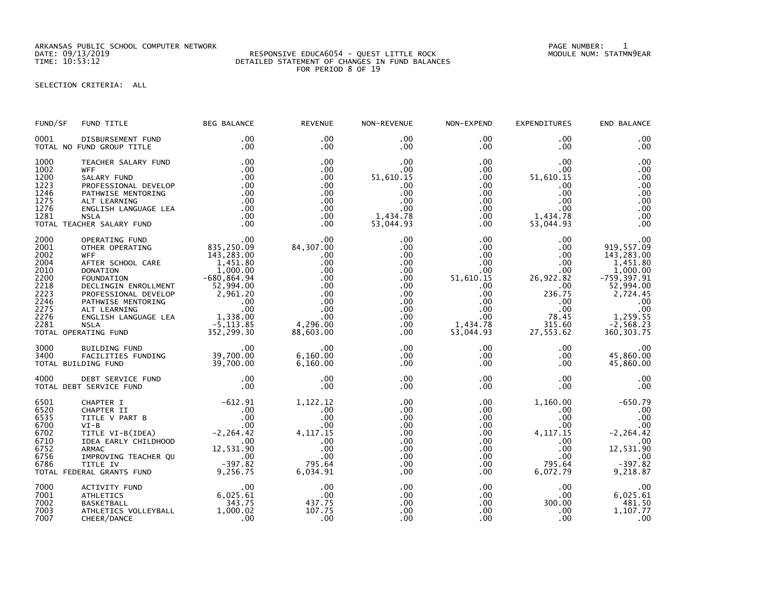ARKANSAS PUBLIC SCHOOL COMPUTER NETWORK
DATE: 09/13/2019
TIME: 10:53:12

RESPONSIVE EDUCA6054 - QUEST LITTLE ROCK
DETAILED STATEMENT OF CHANGES IN FUND BALANCES
FOR PERIOD 8 OF 19

MODULE NUM: STATMN9EAR

SELECTION CRITERIA: ALL

| FUND/SF | FUND TITLE | BEG BALANCE | REVENUE | NON-REVENUE | NON-EXPEND | EXPENDITURES | END BALANCE |
|---|---|---|---|---|---|---|---|
| 0001 | DISBURSEMENT FUND | .00 | .00 | .00 | .00 | .00 | .00 |
| TOTAL NO FUND GROUP TITLE | | .00 | .00 | .00 | .00 | .00 | .00 |
| 1000 | TEACHER SALARY FUND | .00 | .00 | .00 | .00 | .00 | .00 |
| 1002 | WFF | .00 | .00 | .00 | .00 | .00 | .00 |
| 1200 | SALARY FUND | .00 | .00 | 51,610.15 | .00 | 51,610.15 | .00 |
| 1223 | PROFESSIONAL DEVELOP | .00 | .00 | .00 | .00 | .00 | .00 |
| 1246 | PATHWISE MENTORING | .00 | .00 | .00 | .00 | .00 | .00 |
| 1275 | ALT LEARNING | .00 | .00 | .00 | .00 | .00 | .00 |
| 1276 | ENGLISH LANGUAGE LEA | .00 | .00 | .00 | .00 | .00 | .00 |
| 1281 | NSLA | .00 | .00 | 1,434.78 | .00 | 1,434.78 | .00 |
| TOTAL TEACHER SALARY FUND | | .00 | .00 | 53,044.93 | .00 | 53,044.93 | .00 |
| 2000 | OPERATING FUND | .00 | .00 | .00 | .00 | .00 | .00 |
| 2001 | OTHER OPERATING | 835,250.09 | 84,307.00 | .00 | .00 | .00 | 919,557.09 |
| 2002 | WFF | 143,283.00 | .00 | .00 | .00 | .00 | 143,283.00 |
| 2004 | AFTER SCHOOL CARE | 1,451.80 | .00 | .00 | .00 | .00 | 1,451.80 |
| 2010 | DONATION | 1,000.00 | .00 | .00 | .00 | .00 | 1,000.00 |
| 2200 | FOUNDATION | -680,864.94 | .00 | .00 | 51,610.15 | 26,922.82 | -759,397.91 |
| 2218 | DECLINGIN ENROLLMENT | 52,994.00 | .00 | .00 | .00 | .00 | 52,994.00 |
| 2223 | PROFESSIONAL DEVELOP | 2,961.20 | .00 | .00 | .00 | 236.75 | 2,724.45 |
| 2246 | PATHWISE MENTORING | .00 | .00 | .00 | .00 | .00 | .00 |
| 2275 | ALT LEARNING | .00 | .00 | .00 | .00 | .00 | .00 |
| 2276 | ENGLISH LANGUAGE LEA | 1,338.00 | .00 | .00 | .00 | 78.45 | 1,259.55 |
| 2281 | NSLA | -5,113.85 | 4,296.00 | .00 | 1,434.78 | 315.60 | -2,568.23 |
| TOTAL OPERATING FUND | | 352,299.30 | 88,603.00 | .00 | 53,044.93 | 27,553.62 | 360,303.75 |
| 3000 | BUILDING FUND | .00 | .00 | .00 | .00 | .00 | .00 |
| 3400 | FACILITIES FUNDING | 39,700.00 | 6,160.00 | .00 | .00 | .00 | 45,860.00 |
| TOTAL BUILDING FUND | | 39,700.00 | 6,160.00 | .00 | .00 | .00 | 45,860.00 |
| 4000 | DEBT SERVICE FUND | .00 | .00 | .00 | .00 | .00 | .00 |
| TOTAL DEBT SERVICE FUND | | .00 | .00 | .00 | .00 | .00 | .00 |
| 6501 | CHAPTER I | -612.91 | 1,122.12 | .00 | .00 | 1,160.00 | -650.79 |
| 6520 | CHAPTER II | .00 | .00 | .00 | .00 | .00 | .00 |
| 6535 | TITLE V PART B | .00 | .00 | .00 | .00 | .00 | .00 |
| 6700 | VI-B | .00 | .00 | .00 | .00 | .00 | .00 |
| 6702 | TITLE VI-B(IDEA) | -2,264.42 | 4,117.15 | .00 | .00 | 4,117.15 | -2,264.42 |
| 6710 | IDEA EARLY CHILDHOOD | .00 | .00 | .00 | .00 | .00 | .00 |
| 6752 | ARMAC | 12,531.90 | .00 | .00 | .00 | .00 | 12,531.90 |
| 6756 | IMPROVING TEACHER QU | .00 | .00 | .00 | .00 | .00 | .00 |
| 6786 | TITLE IV | -397.82 | 795.64 | .00 | .00 | 795.64 | -397.82 |
| TOTAL FEDERAL GRANTS FUND | | 9,256.75 | 6,034.91 | .00 | .00 | 6,072.79 | 9,218.87 |
| 7000 | ACTIVITY FUND | .00 | .00 | .00 | .00 | .00 | .00 |
| 7001 | ATHLETICS | 6,025.61 | .00 | .00 | .00 | .00 | 6,025.61 |
| 7002 | BASKETBALL | 343.75 | 437.75 | .00 | .00 | 300.00 | 481.50 |
| 7003 | ATHLETICS VOLLEYBALL | 1,000.02 | 107.75 | .00 | .00 | .00 | 1,107.77 |
| 7007 | CHEER/DANCE | .00 | .00 | .00 | .00 | .00 | .00 |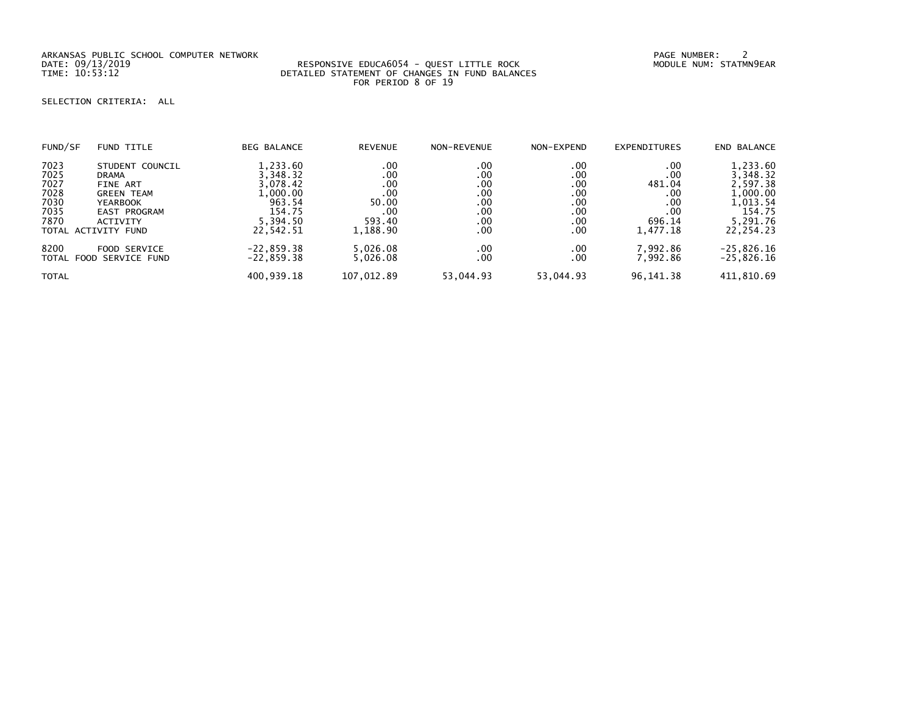ARKANSAS PUBLIC SCHOOL COMPUTER NETWORK
DATE: 09/13/2019
TIME: 10:53:12

RESPONSIVE EDUCA6054 - QUEST LITTLE ROCK
DETAILED STATEMENT OF CHANGES IN FUND BALANCES
FOR PERIOD 8 OF 19

PAGE NUMBER: 2
MODULE NUM: STATMN9EAR

SELECTION CRITERIA: ALL

| FUND/SF | FUND TITLE | BEG BALANCE | REVENUE | NON-REVENUE | NON-EXPEND | EXPENDITURES | END BALANCE |
|---|---|---|---|---|---|---|---|
| 7023 | STUDENT COUNCIL | 1,233.60 | .00 | .00 | .00 | .00 | 1,233.60 |
| 7025 | DRAMA | 3,348.32 | .00 | .00 | .00 | .00 | 3,348.32 |
| 7027 | FINE ART | 3,078.42 | .00 | .00 | .00 | 481.04 | 2,597.38 |
| 7028 | GREEN TEAM | 1,000.00 | .00 | .00 | .00 | .00 | 1,000.00 |
| 7030 | YEARBOOK | 963.54 | 50.00 | .00 | .00 | .00 | 1,013.54 |
| 7035 | EAST PROGRAM | 154.75 | .00 | .00 | .00 | .00 | 154.75 |
| 7870 | ACTIVITY | 5,394.50 | 593.40 | .00 | .00 | 696.14 | 5,291.76 |
| TOTAL ACTIVITY FUND | | 22,542.51 | 1,188.90 | .00 | .00 | 1,477.18 | 22,254.23 |
| 8200 | FOOD SERVICE | -22,859.38 | 5,026.08 | .00 | .00 | 7,992.86 | -25,826.16 |
| TOTAL FOOD SERVICE FUND | | -22,859.38 | 5,026.08 | .00 | .00 | 7,992.86 | -25,826.16 |
| TOTAL | | 400,939.18 | 107,012.89 | 53,044.93 | 53,044.93 | 96,141.38 | 411,810.69 |